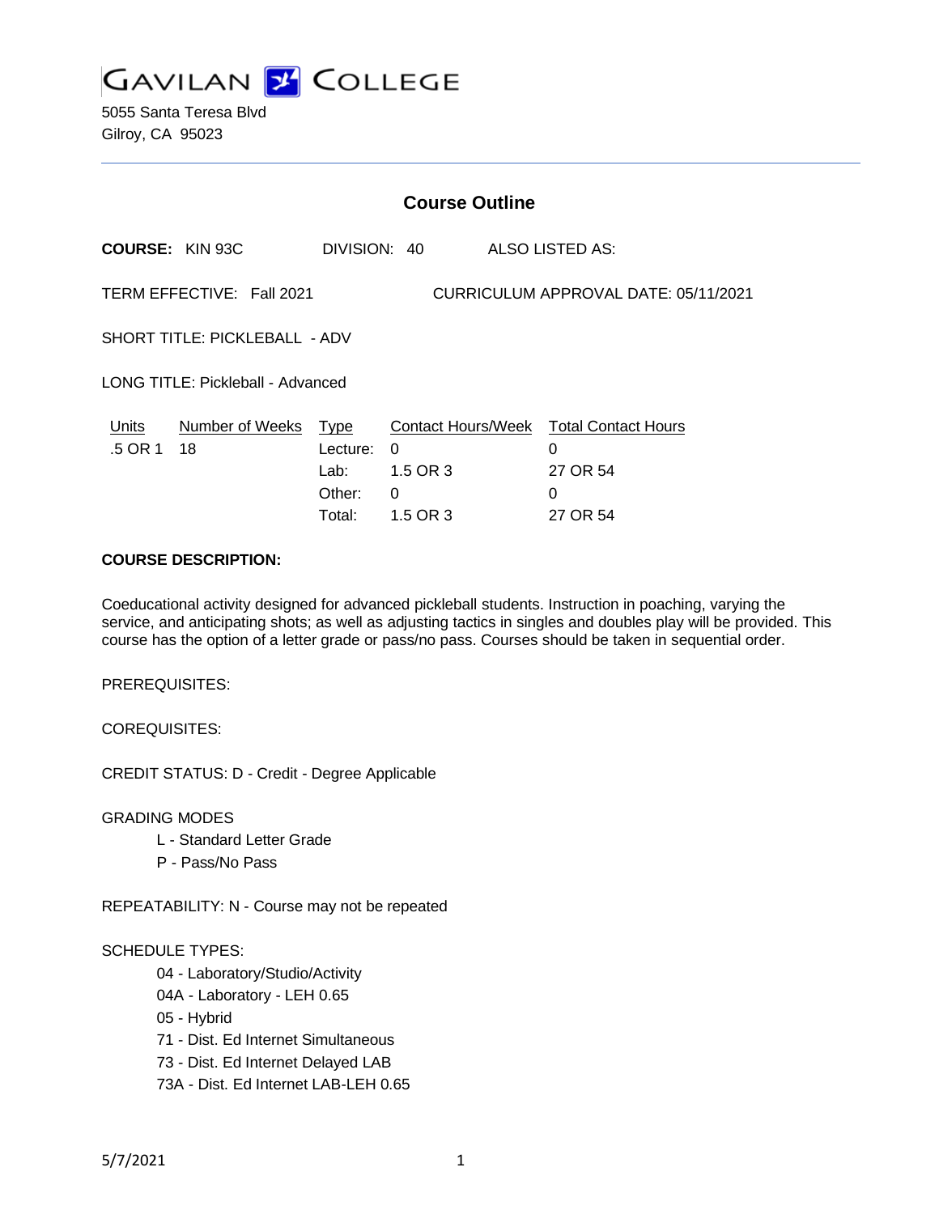GAVILAN COLLEGE

5055 Santa Teresa Blvd
Gilroy, CA 95023

## Course Outline

**COURSE:** KIN 93C DIVISION: 40 ALSO LISTED AS:

TERM EFFECTIVE: Fall 2021 CURRICULUM APPROVAL DATE: 05/11/2021

SHORT TITLE: PICKLEBALL - ADV

LONG TITLE: Pickleball - Advanced

| Units | Number of Weeks | Type | Contact Hours/Week | Total Contact Hours |
|---|---|---|---|---|
| .5 OR 1 | 18 | Lecture: | 0 | 0 |
| | | Lab: | 1.5 OR 3 | 27 OR 54 |
| | | Other: | 0 | 0 |
| | | Total: | 1.5 OR 3 | 27 OR 54 |

**COURSE DESCRIPTION:**

Coeducational activity designed for advanced pickleball students. Instruction in poaching, varying the service, and anticipating shots; as well as adjusting tactics in singles and doubles play will be provided. This course has the option of a letter grade or pass/no pass. Courses should be taken in sequential order.

PREREQUISITES:

COREQUISITES:

CREDIT STATUS: D - Credit - Degree Applicable

GRADING MODES

- L - Standard Letter Grade
- P - Pass/No Pass

REPEATABILITY: N - Course may not be repeated

SCHEDULE TYPES:

- 04 - Laboratory/Studio/Activity
- 04A - Laboratory - LEH 0.65
- 05 - Hybrid
- 71 - Dist. Ed Internet Simultaneous
- 73 - Dist. Ed Internet Delayed LAB
- 73A - Dist. Ed Internet LAB-LEH 0.65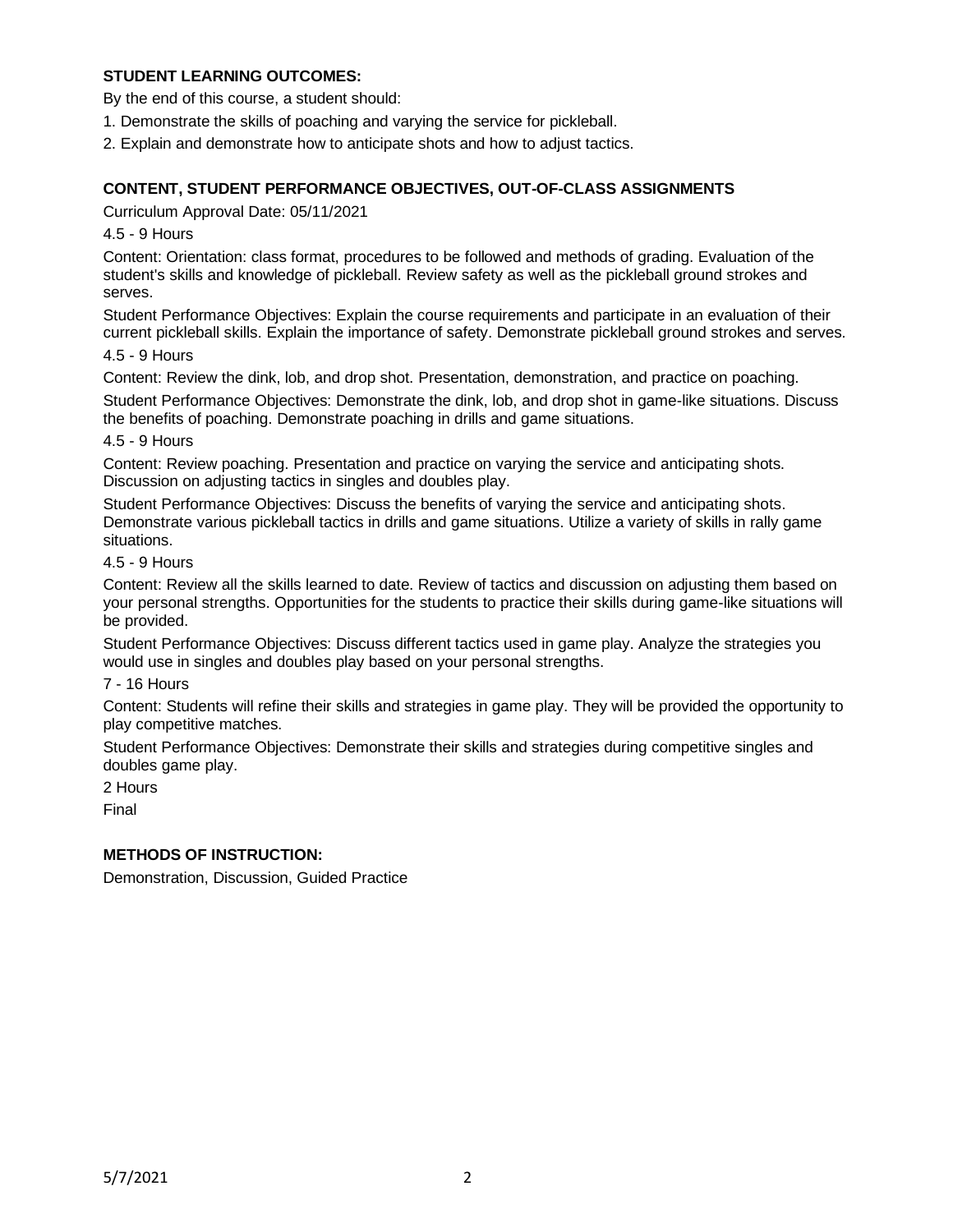**STUDENT LEARNING OUTCOMES:**

By the end of this course, a student should:

1. Demonstrate the skills of poaching and varying the service for pickleball.
2. Explain and demonstrate how to anticipate shots and how to adjust tactics.

**CONTENT, STUDENT PERFORMANCE OBJECTIVES, OUT-OF-CLASS ASSIGNMENTS**

Curriculum Approval Date: 05/11/2021

4.5 - 9 Hours

Content: Orientation: class format, procedures to be followed and methods of grading. Evaluation of the student's skills and knowledge of pickleball. Review safety as well as the pickleball ground strokes and serves.

Student Performance Objectives: Explain the course requirements and participate in an evaluation of their current pickleball skills. Explain the importance of safety. Demonstrate pickleball ground strokes and serves.

4.5 - 9 Hours

Content: Review the dink, lob, and drop shot. Presentation, demonstration, and practice on poaching.

Student Performance Objectives: Demonstrate the dink, lob, and drop shot in game-like situations. Discuss the benefits of poaching. Demonstrate poaching in drills and game situations.

4.5 - 9 Hours

Content: Review poaching. Presentation and practice on varying the service and anticipating shots. Discussion on adjusting tactics in singles and doubles play.

Student Performance Objectives: Discuss the benefits of varying the service and anticipating shots. Demonstrate various pickleball tactics in drills and game situations. Utilize a variety of skills in rally game situations.

4.5 - 9 Hours

Content: Review all the skills learned to date. Review of tactics and discussion on adjusting them based on your personal strengths. Opportunities for the students to practice their skills during game-like situations will be provided.

Student Performance Objectives: Discuss different tactics used in game play. Analyze the strategies you would use in singles and doubles play based on your personal strengths.

7 - 16 Hours

Content: Students will refine their skills and strategies in game play. They will be provided the opportunity to play competitive matches.

Student Performance Objectives: Demonstrate their skills and strategies during competitive singles and doubles game play.

2 Hours

Final

**METHODS OF INSTRUCTION:**

Demonstration, Discussion, Guided Practice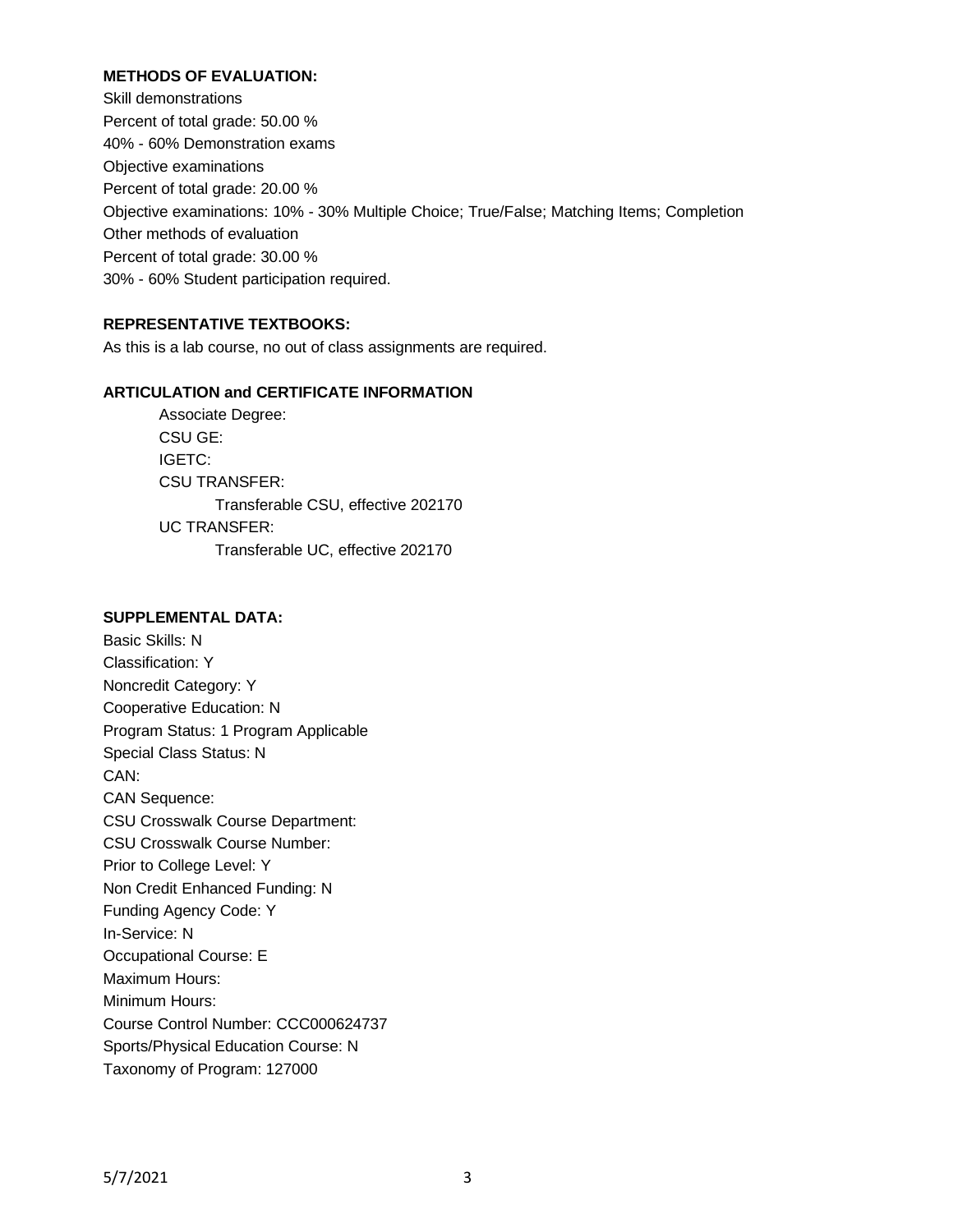**METHODS OF EVALUATION:**

Skill demonstrations
Percent of total grade: 50.00 %
40% - 60% Demonstration exams
Objective examinations
Percent of total grade: 20.00 %
Objective examinations: 10% - 30% Multiple Choice; True/False; Matching Items; Completion
Other methods of evaluation
Percent of total grade: 30.00 %
30% - 60% Student participation required.

**REPRESENTATIVE TEXTBOOKS:**

As this is a lab course, no out of class assignments are required.

**ARTICULATION and CERTIFICATE INFORMATION**

Associate Degree:
CSU GE:
IGETC:
CSU TRANSFER:
  Transferable CSU, effective 202170
UC TRANSFER:
  Transferable UC, effective 202170

**SUPPLEMENTAL DATA:**

Basic Skills: N
Classification: Y
Noncredit Category: Y
Cooperative Education: N
Program Status: 1 Program Applicable
Special Class Status: N
CAN:
CAN Sequence:
CSU Crosswalk Course Department:
CSU Crosswalk Course Number:
Prior to College Level: Y
Non Credit Enhanced Funding: N
Funding Agency Code: Y
In-Service: N
Occupational Course: E
Maximum Hours:
Minimum Hours:
Course Control Number: CCC000624737
Sports/Physical Education Course: N
Taxonomy of Program: 127000